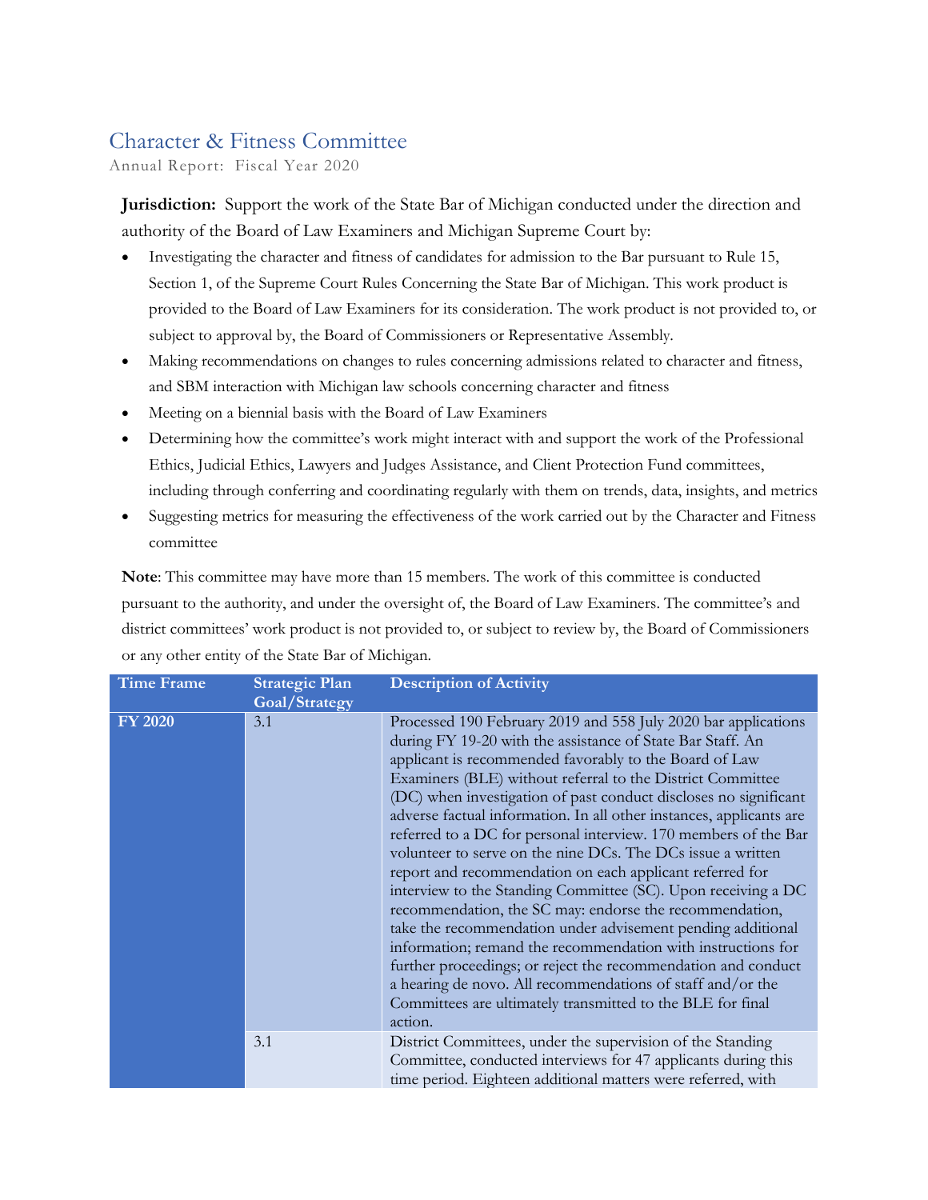# Character & Fitness Committee

Annual Report: Fiscal Year 2020

**Jurisdiction:** Support the work of the State Bar of Michigan conducted under the direction and authority of the Board of Law Examiners and Michigan Supreme Court by:

- Investigating the character and fitness of candidates for admission to the Bar pursuant to Rule 15, Section 1, of the Supreme Court Rules Concerning the State Bar of Michigan. This work product is provided to the Board of Law Examiners for its consideration. The work product is not provided to, or subject to approval by, the Board of Commissioners or Representative Assembly.
- Making recommendations on changes to rules concerning admissions related to character and fitness, and SBM interaction with Michigan law schools concerning character and fitness
- Meeting on a biennial basis with the Board of Law Examiners
- Determining how the committee's work might interact with and support the work of the Professional Ethics, Judicial Ethics, Lawyers and Judges Assistance, and Client Protection Fund committees, including through conferring and coordinating regularly with them on trends, data, insights, and metrics
- Suggesting metrics for measuring the effectiveness of the work carried out by the Character and Fitness committee

**Note**: This committee may have more than 15 members. The work of this committee is conducted pursuant to the authority, and under the oversight of, the Board of Law Examiners. The committee's and district committees' work product is not provided to, or subject to review by, the Board of Commissioners or any other entity of the State Bar of Michigan.

| Time Frame | Strategic Plan Goal/Strategy | Description of Activity |
|---|---|---|
| **FY 2020** | 3.1 | Processed 190 February 2019 and 558 July 2020 bar applications during FY 19-20 with the assistance of State Bar Staff. An applicant is recommended favorably to the Board of Law Examiners (BLE) without referral to the District Committee (DC) when investigation of past conduct discloses no significant adverse factual information. In all other instances, applicants are referred to a DC for personal interview. 170 members of the Bar volunteer to serve on the nine DCs. The DCs issue a written report and recommendation on each applicant referred for interview to the Standing Committee (SC). Upon receiving a DC recommendation, the SC may: endorse the recommendation, take the recommendation under advisement pending additional information; remand the recommendation with instructions for further proceedings; or reject the recommendation and conduct a hearing de novo. All recommendations of staff and/or the Committees are ultimately transmitted to the BLE for final action. |
| | 3.1 | District Committees, under the supervision of the Standing Committee, conducted interviews for 47 applicants during this time period. Eighteen additional matters were referred, with |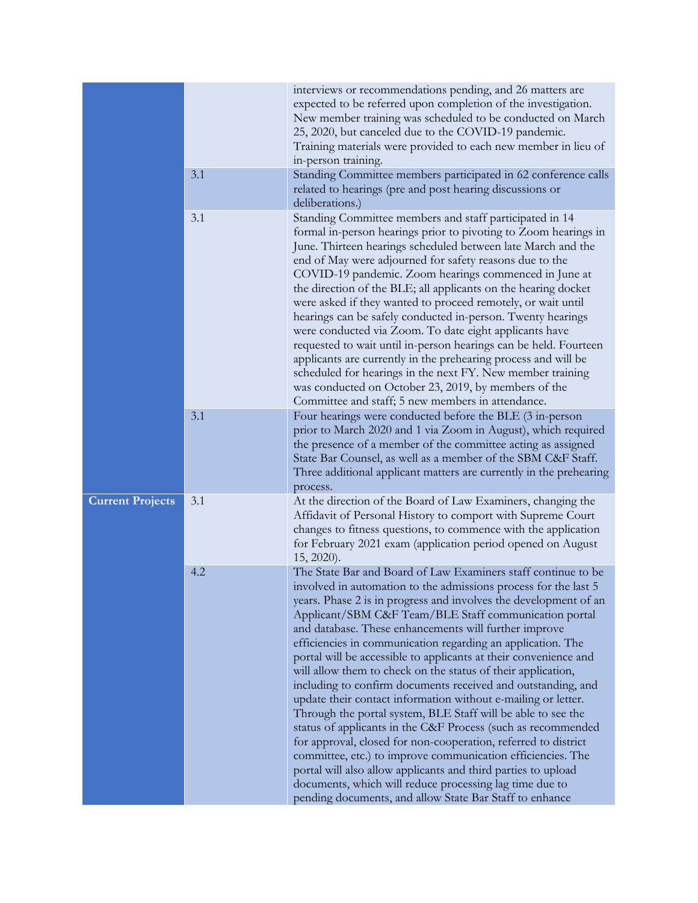| | | |
|---|---|---|
| | | interviews or recommendations pending, and 26 matters are expected to be referred upon completion of the investigation. New member training was scheduled to be conducted on March 25, 2020, but canceled due to the COVID-19 pandemic. Training materials were provided to each new member in lieu of in-person training. |
| | 3.1 | Standing Committee members participated in 62 conference calls related to hearings (pre and post hearing discussions or deliberations.) |
| | 3.1 | Standing Committee members and staff participated in 14 formal in-person hearings prior to pivoting to Zoom hearings in June. Thirteen hearings scheduled between late March and the end of May were adjourned for safety reasons due to the COVID-19 pandemic. Zoom hearings commenced in June at the direction of the BLE; all applicants on the hearing docket were asked if they wanted to proceed remotely, or wait until hearings can be safely conducted in-person. Twenty hearings were conducted via Zoom. To date eight applicants have requested to wait until in-person hearings can be held. Fourteen applicants are currently in the prehearing process and will be scheduled for hearings in the next FY. New member training was conducted on October 23, 2019, by members of the Committee and staff; 5 new members in attendance. |
| | 3.1 | Four hearings were conducted before the BLE (3 in-person prior to March 2020 and 1 via Zoom in August), which required the presence of a member of the committee acting as assigned State Bar Counsel, as well as a member of the SBM C&F Staff. Three additional applicant matters are currently in the prehearing process. |
| **Current Projects** | 3.1 | At the direction of the Board of Law Examiners, changing the Affidavit of Personal History to comport with Supreme Court changes to fitness questions, to commence with the application for February 2021 exam (application period opened on August 15, 2020). |
| | 4.2 | The State Bar and Board of Law Examiners staff continue to be involved in automation to the admissions process for the last 5 years. Phase 2 is in progress and involves the development of an Applicant/SBM C&F Team/BLE Staff communication portal and database. These enhancements will further improve efficiencies in communication regarding an application. The portal will be accessible to applicants at their convenience and will allow them to check on the status of their application, including to confirm documents received and outstanding, and update their contact information without e-mailing or letter. Through the portal system, BLE Staff will be able to see the status of applicants in the C&F Process (such as recommended for approval, closed for non-cooperation, referred to district committee, etc.) to improve communication efficiencies. The portal will also allow applicants and third parties to upload documents, which will reduce processing lag time due to pending documents, and allow State Bar Staff to enhance |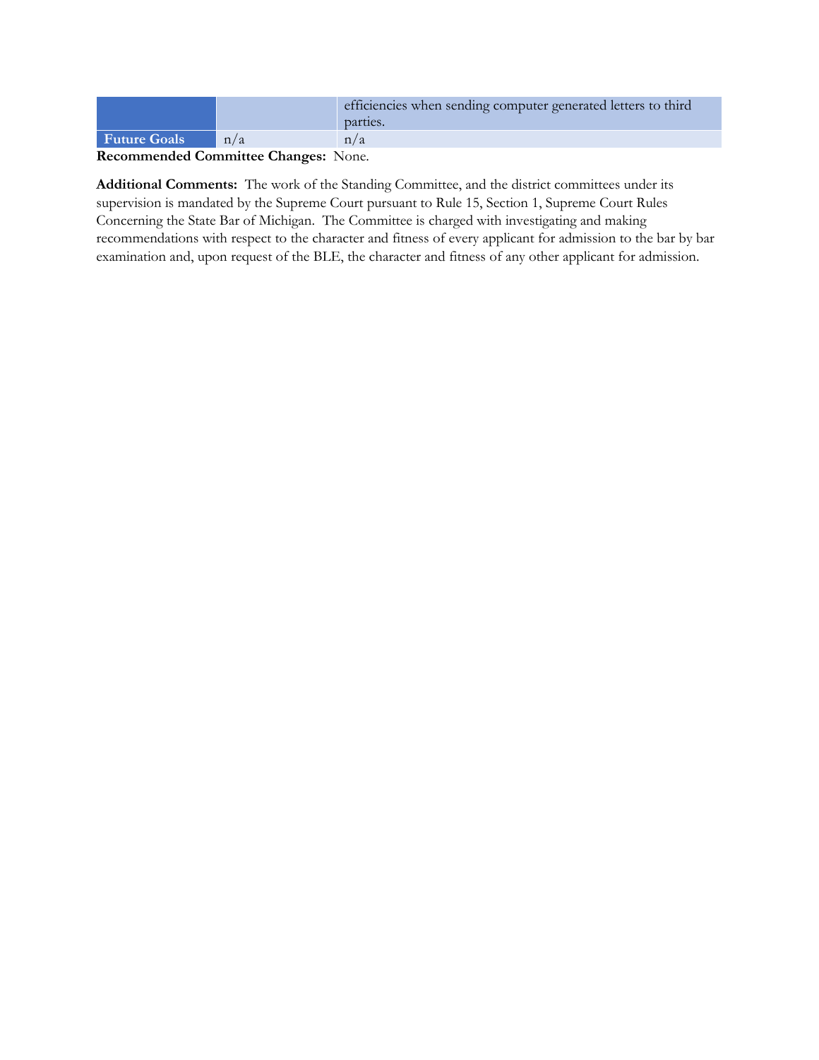| | | |
|---|---|---|
| | | efficiencies when sending computer generated letters to third parties. |
| **Future Goals** | n/a | n/a |

**Recommended Committee Changes:** None.

**Additional Comments:** The work of the Standing Committee, and the district committees under its supervision is mandated by the Supreme Court pursuant to Rule 15, Section 1, Supreme Court Rules Concerning the State Bar of Michigan. The Committee is charged with investigating and making recommendations with respect to the character and fitness of every applicant for admission to the bar by bar examination and, upon request of the BLE, the character and fitness of any other applicant for admission.